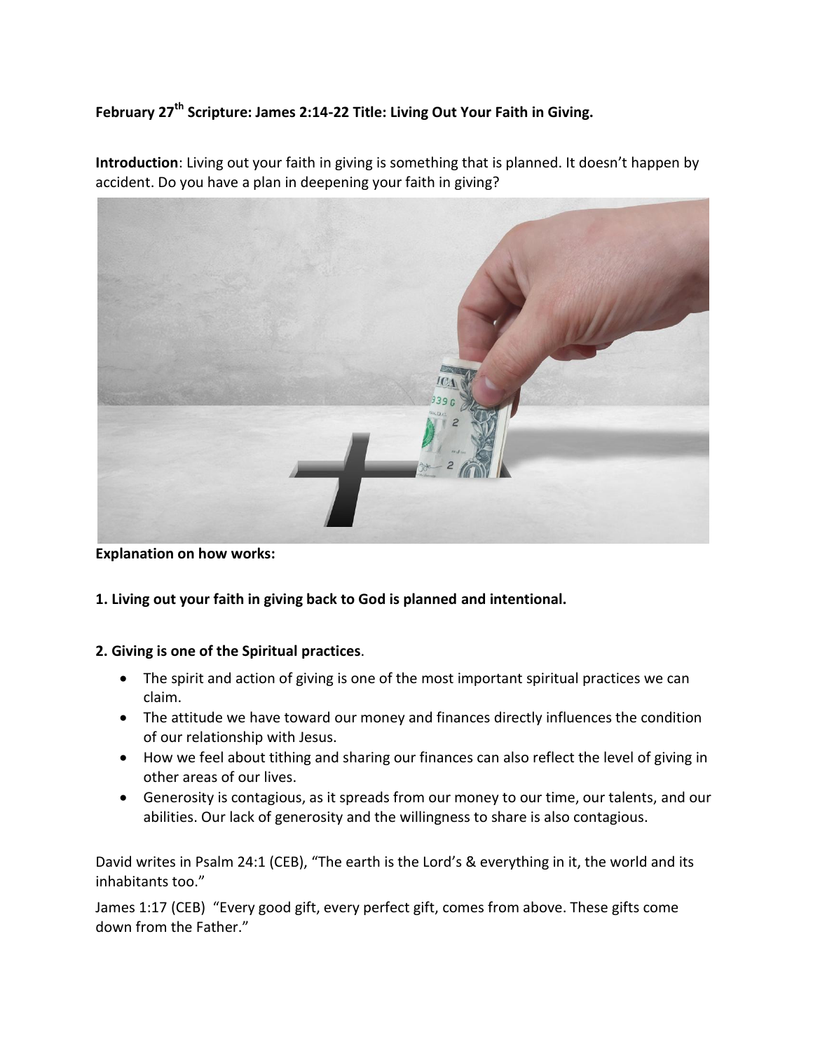**February 27th Scripture: James 2:14-22 Title: Living Out Your Faith in Giving.**

**Introduction**: Living out your faith in giving is something that is planned. It doesn't happen by accident. Do you have a plan in deepening your faith in giving?

**Explanation on how works:**

**1. Living out your faith in giving back to God is planned and intentional.**

**2. Giving is one of the Spiritual practices**.

- The spirit and action of giving is one of the most important spiritual practices we can claim.
- The attitude we have toward our money and finances directly influences the condition of our relationship with Jesus.
- How we feel about tithing and sharing our finances can also reflect the level of giving in other areas of our lives.
- Generosity is contagious, as it spreads from our money to our time, our talents, and our abilities. Our lack of generosity and the willingness to share is also contagious.

David writes in Psalm 24:1 (CEB), "The earth is the Lord's & everything in it, the world and its inhabitants too."

James 1:17 (CEB) "Every good gift, every perfect gift, comes from above. These gifts come down from the Father."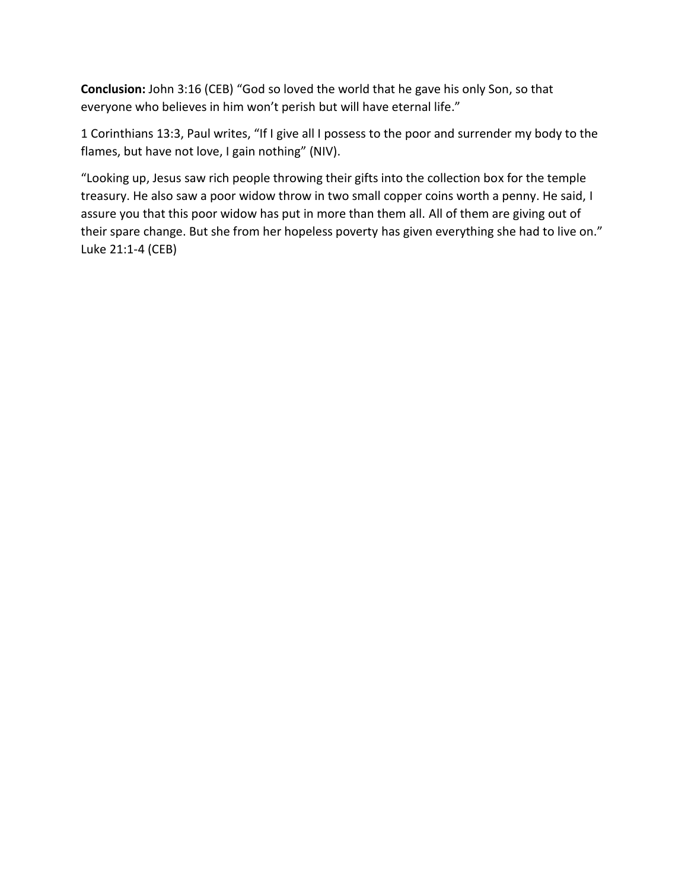**Conclusion:** John 3:16 (CEB) “God so loved the world that he gave his only Son, so that everyone who believes in him won’t perish but will have eternal life.”

1 Corinthians 13:3, Paul writes, “If I give all I possess to the poor and surrender my body to the flames, but have not love, I gain nothing” (NIV).

“Looking up, Jesus saw rich people throwing their gifts into the collection box for the temple treasury. He also saw a poor widow throw in two small copper coins worth a penny. He said, I assure you that this poor widow has put in more than them all. All of them are giving out of their spare change. But she from her hopeless poverty has given everything she had to live on.” Luke 21:1-4 (CEB)